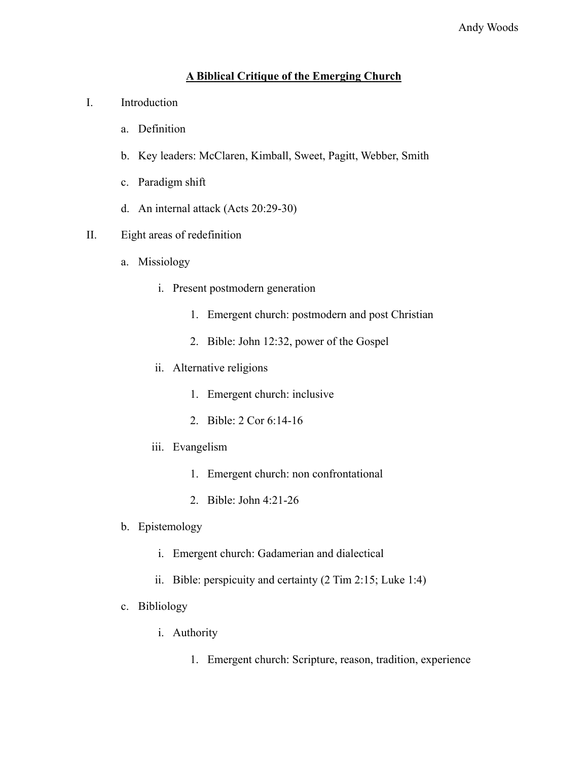# A Biblical Critique of the Emerging Church

I. Introduction

   a. Definition

   b. Key leaders: McClaren, Kimball, Sweet, Pagitt, Webber, Smith

   c. Paradigm shift

   d. An internal attack (Acts 20:29-30)

II. Eight areas of redefinition

   a. Missiology

      i. Present postmodern generation

         1. Emergent church: postmodern and post Christian

         2. Bible: John 12:32, power of the Gospel

      ii. Alternative religions

         1. Emergent church: inclusive

         2. Bible: 2 Cor 6:14-16

      iii. Evangelism

         1. Emergent church: non confrontational

         2. Bible: John 4:21-26

   b. Epistemology

      i. Emergent church: Gadamerian and dialectical

      ii. Bible: perspicuity and certainty (2 Tim 2:15; Luke 1:4)

   c. Bibliology

      i. Authority

         1. Emergent church: Scripture, reason, tradition, experience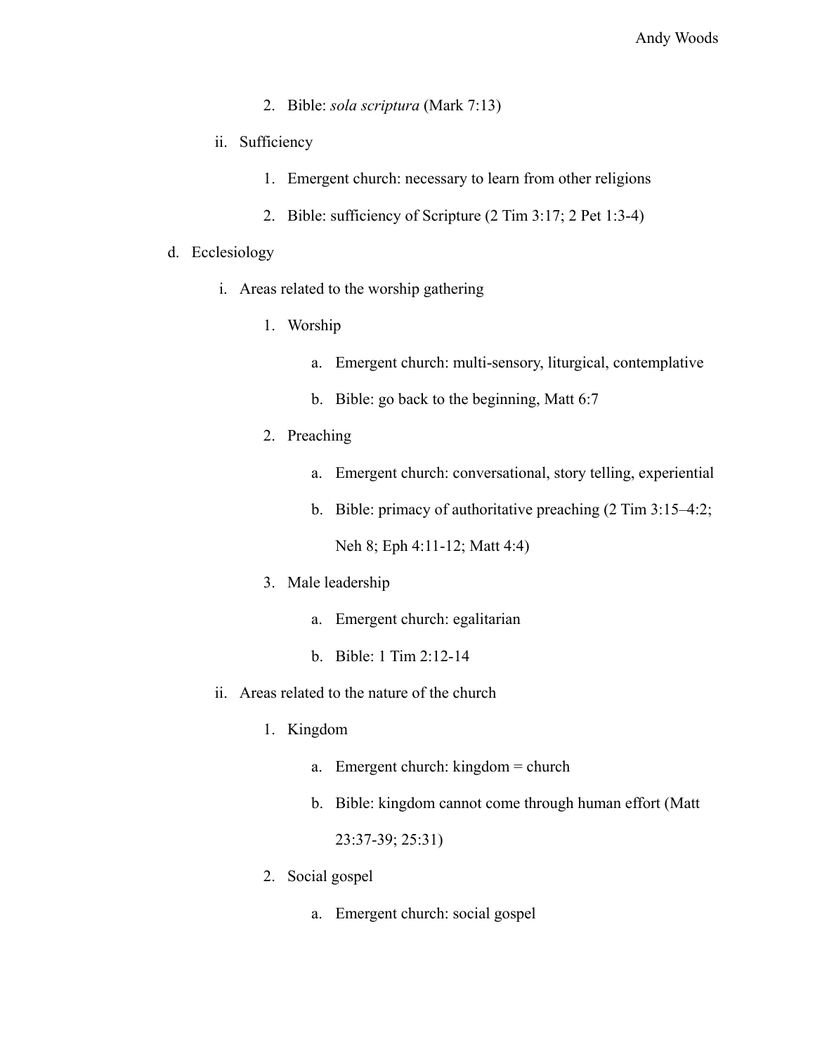2. Bible: *sola scriptura* (Mark 7:13)

ii. Sufficiency

1. Emergent church: necessary to learn from other religions
2. Bible: sufficiency of Scripture (2 Tim 3:17; 2 Pet 1:3-4)

d. Ecclesiology

i. Areas related to the worship gathering

1. Worship
    a. Emergent church: multi-sensory, liturgical, contemplative
    b. Bible: go back to the beginning, Matt 6:7
2. Preaching
    a. Emergent church: conversational, story telling, experiential
    b. Bible: primacy of authoritative preaching (2 Tim 3:15–4:2; Neh 8; Eph 4:11-12; Matt 4:4)
3. Male leadership
    a. Emergent church: egalitarian
    b. Bible: 1 Tim 2:12-14

ii. Areas related to the nature of the church

1. Kingdom
    a. Emergent church: kingdom = church
    b. Bible: kingdom cannot come through human effort (Matt 23:37-39; 25:31)
2. Social gospel
    a. Emergent church: social gospel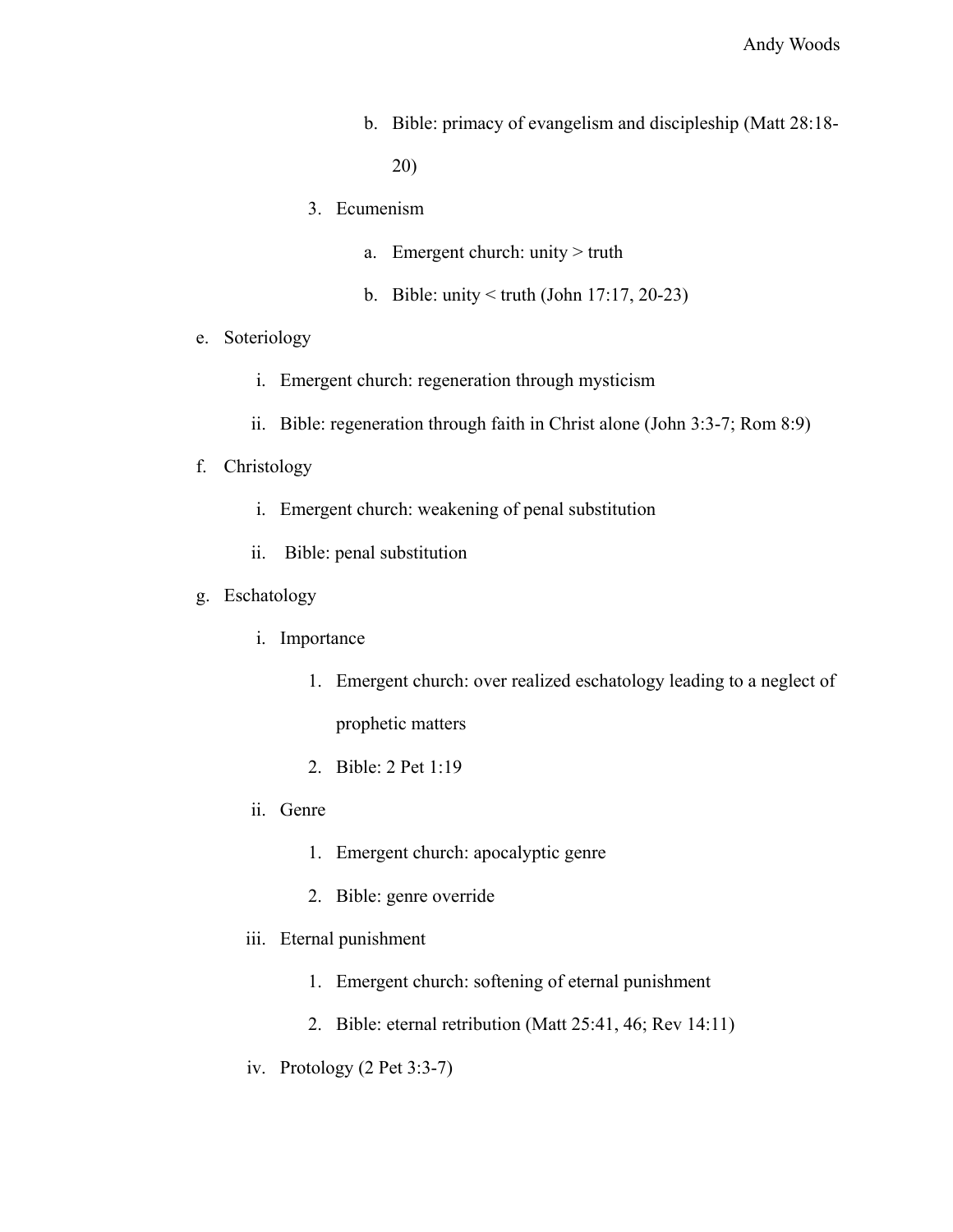- b. Bible: primacy of evangelism and discipleship (Matt 28:18-20)
  3. Ecumenism
     - a. Emergent church: unity > truth
     - b. Bible: unity < truth (John 17:17, 20-23)

e. Soteriology
   - i. Emergent church: regeneration through mysticism
   - ii. Bible: regeneration through faith in Christ alone (John 3:3-7; Rom 8:9)

f. Christology
   - i. Emergent church: weakening of penal substitution
   - ii. Bible: penal substitution

g. Eschatology
   - i. Importance
     1. Emergent church: over realized eschatology leading to a neglect of prophetic matters
     2. Bible: 2 Pet 1:19
   - ii. Genre
     1. Emergent church: apocalyptic genre
     2. Bible: genre override
   - iii. Eternal punishment
     1. Emergent church: softening of eternal punishment
     2. Bible: eternal retribution (Matt 25:41, 46; Rev 14:11)
   - iv. Protology (2 Pet 3:3-7)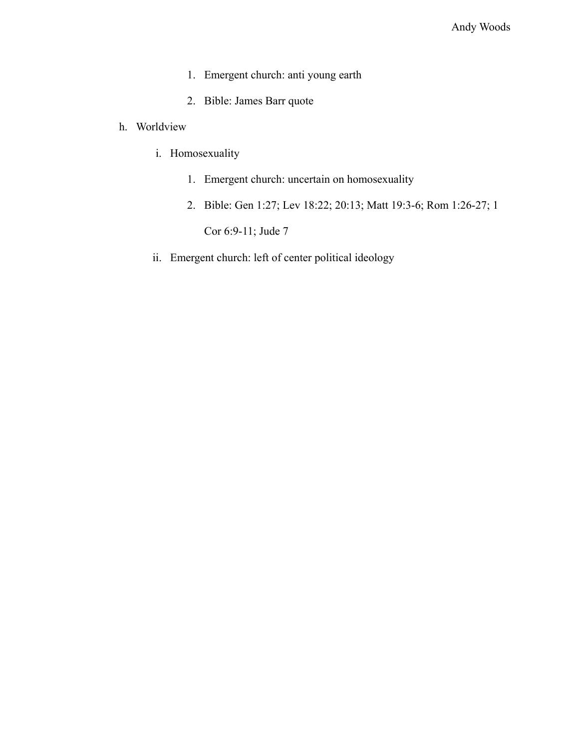1. Emergent church: anti young earth
2. Bible: James Barr quote

h. Worldview

  i. Homosexuality

    1. Emergent church: uncertain on homosexuality
    2. Bible: Gen 1:27; Lev 18:22; 20:13; Matt 19:3-6; Rom 1:26-27; 1 Cor 6:9-11; Jude 7

  ii. Emergent church: left of center political ideology